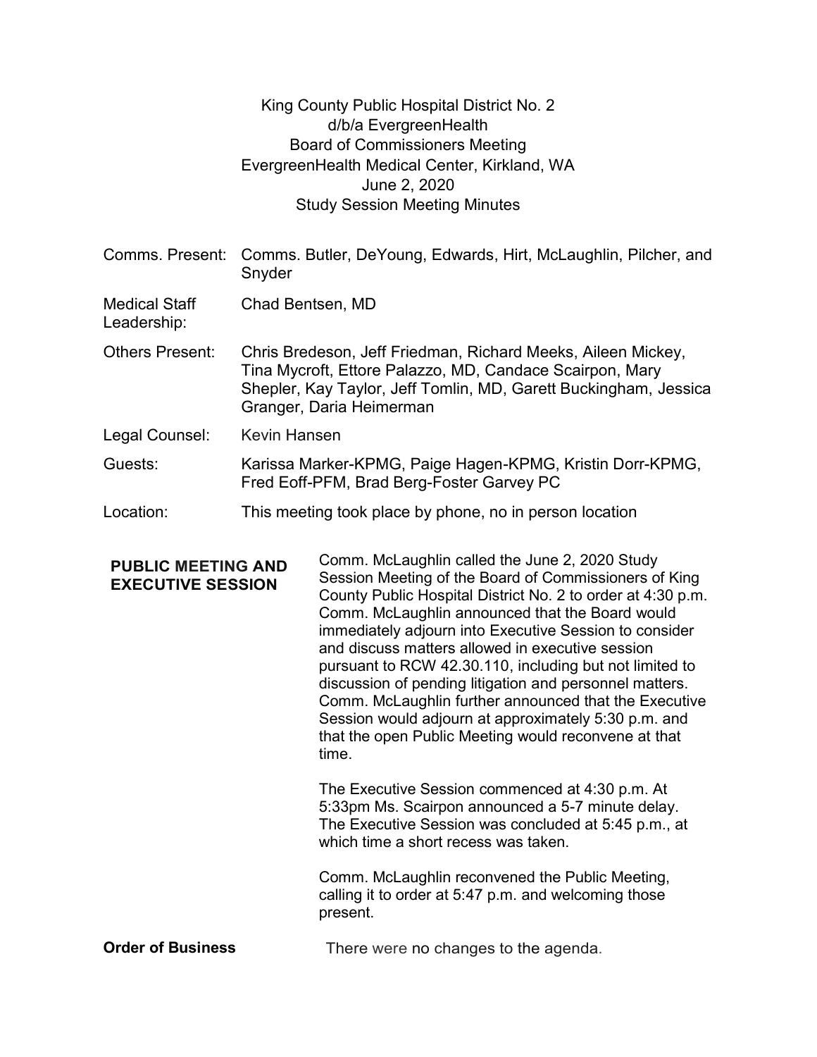King County Public Hospital District No. 2
d/b/a EvergreenHealth
Board of Commissioners Meeting
EvergreenHealth Medical Center, Kirkland, WA
June 2, 2020
Study Session Meeting Minutes

| | |
|---|---|
| Comms. Present: | Comms. Butler, DeYoung, Edwards, Hirt, McLaughlin, Pilcher, and Snyder |
| Medical Staff Leadership: | Chad Bentsen, MD |
| Others Present: | Chris Bredeson, Jeff Friedman, Richard Meeks, Aileen Mickey, Tina Mycroft, Ettore Palazzo, MD, Candace Scairpon, Mary Shepler, Kay Taylor, Jeff Tomlin, MD, Garett Buckingham, Jessica Granger, Daria Heimerman |
| Legal Counsel: | Kevin Hansen |
| Guests: | Karissa Marker-KPMG, Paige Hagen-KPMG, Kristin Dorr-KPMG, Fred Eoff-PFM, Brad Berg-Foster Garvey PC |
| Location: | This meeting took place by phone, no in person location |

**PUBLIC MEETING AND EXECUTIVE SESSION**

Comm. McLaughlin called the June 2, 2020 Study Session Meeting of the Board of Commissioners of King County Public Hospital District No. 2 to order at 4:30 p.m. Comm. McLaughlin announced that the Board would immediately adjourn into Executive Session to consider and discuss matters allowed in executive session pursuant to RCW 42.30.110, including but not limited to discussion of pending litigation and personnel matters. Comm. McLaughlin further announced that the Executive Session would adjourn at approximately 5:30 p.m. and that the open Public Meeting would reconvene at that time.

The Executive Session commenced at 4:30 p.m. At 5:33pm Ms. Scairpon announced a 5-7 minute delay. The Executive Session was concluded at 5:45 p.m., at which time a short recess was taken.

Comm. McLaughlin reconvened the Public Meeting, calling it to order at 5:47 p.m. and welcoming those present.

**Order of Business**

There were no changes to the agenda.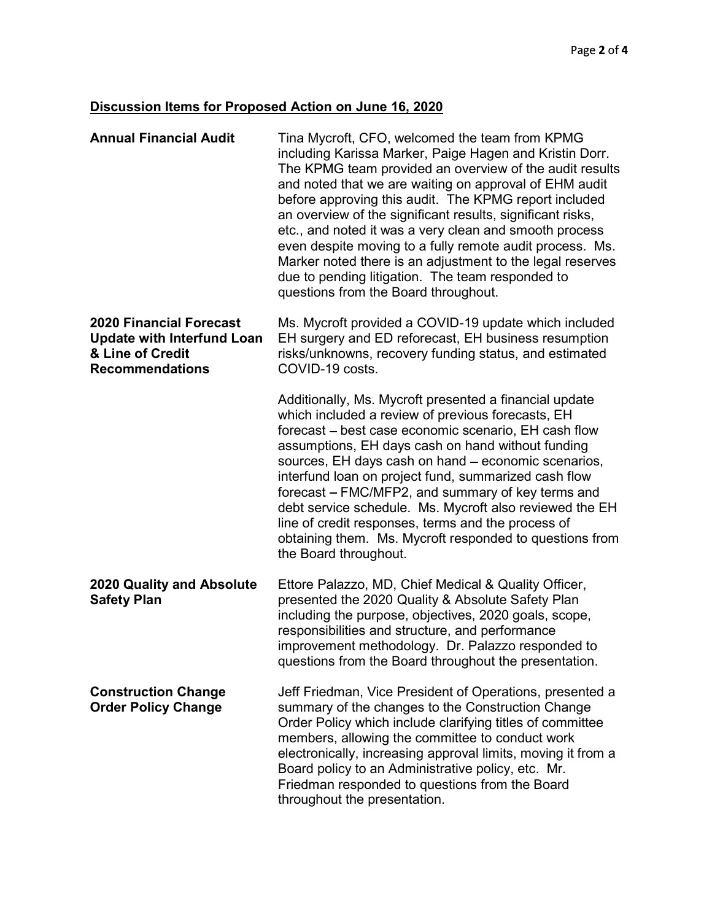## Discussion Items for Proposed Action on June 16, 2020

**Annual Financial Audit**

Tina Mycroft, CFO, welcomed the team from KPMG including Karissa Marker, Paige Hagen and Kristin Dorr. The KPMG team provided an overview of the audit results and noted that we are waiting on approval of EHM audit before approving this audit. The KPMG report included an overview of the significant results, significant risks, etc., and noted it was a very clean and smooth process even despite moving to a fully remote audit process. Ms. Marker noted there is an adjustment to the legal reserves due to pending litigation. The team responded to questions from the Board throughout.

**2020 Financial Forecast Update with Interfund Loan & Line of Credit Recommendations**

Ms. Mycroft provided a COVID-19 update which included EH surgery and ED reforecast, EH business resumption risks/unknowns, recovery funding status, and estimated COVID-19 costs.

Additionally, Ms. Mycroft presented a financial update which included a review of previous forecasts, EH forecast – best case economic scenario, EH cash flow assumptions, EH days cash on hand without funding sources, EH days cash on hand – economic scenarios, interfund loan on project fund, summarized cash flow forecast – FMC/MFP2, and summary of key terms and debt service schedule. Ms. Mycroft also reviewed the EH line of credit responses, terms and the process of obtaining them. Ms. Mycroft responded to questions from the Board throughout.

**2020 Quality and Absolute Safety Plan**

Ettore Palazzo, MD, Chief Medical & Quality Officer, presented the 2020 Quality & Absolute Safety Plan including the purpose, objectives, 2020 goals, scope, responsibilities and structure, and performance improvement methodology. Dr. Palazzo responded to questions from the Board throughout the presentation.

**Construction Change Order Policy Change**

Jeff Friedman, Vice President of Operations, presented a summary of the changes to the Construction Change Order Policy which include clarifying titles of committee members, allowing the committee to conduct work electronically, increasing approval limits, moving it from a Board policy to an Administrative policy, etc. Mr. Friedman responded to questions from the Board throughout the presentation.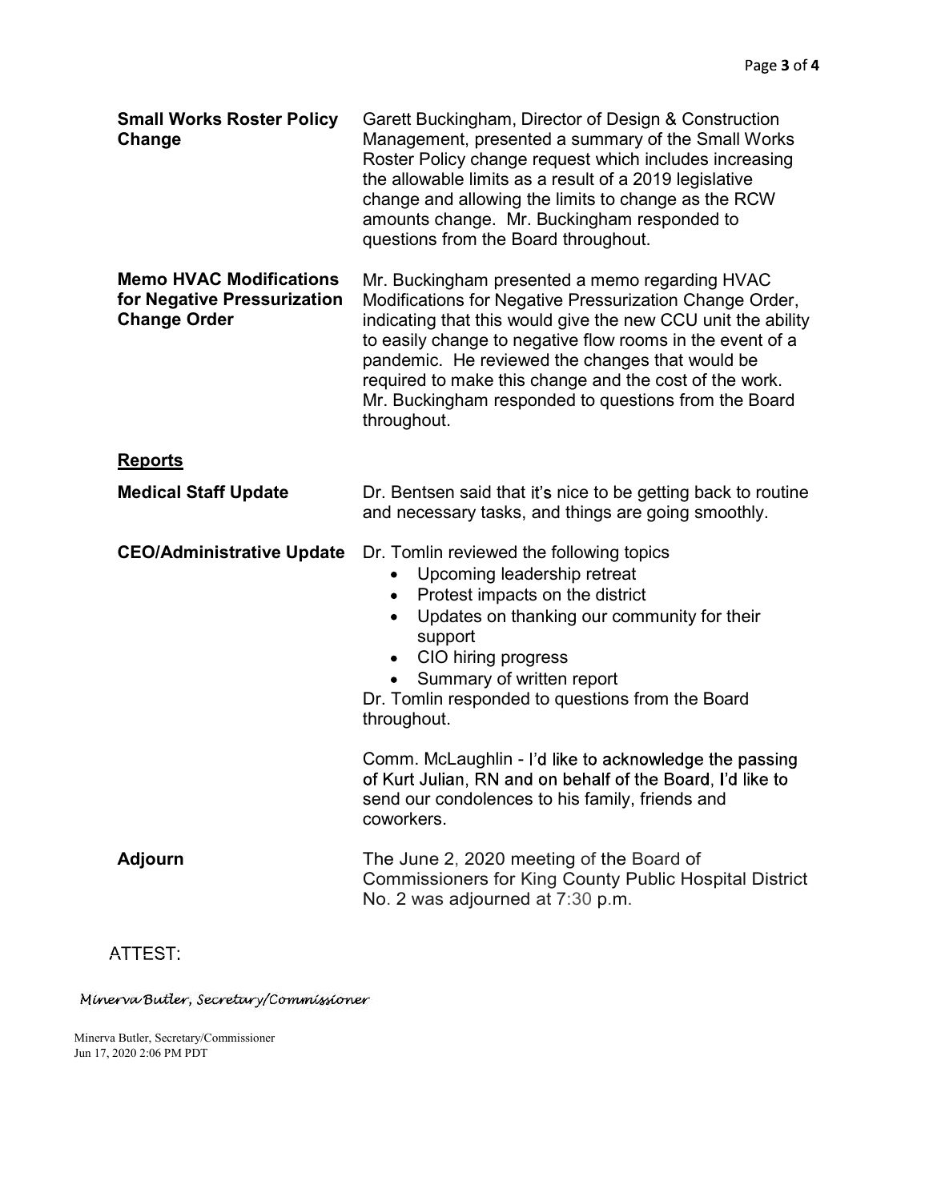| | |
|---|---|
| **Small Works Roster Policy Change** | Garett Buckingham, Director of Design & Construction Management, presented a summary of the Small Works Roster Policy change request which includes increasing the allowable limits as a result of a 2019 legislative change and allowing the limits to change as the RCW amounts change. Mr. Buckingham responded to questions from the Board throughout. |
| **Memo HVAC Modifications for Negative Pressurization Change Order** | Mr. Buckingham presented a memo regarding HVAC Modifications for Negative Pressurization Change Order, indicating that this would give the new CCU unit the ability to easily change to negative flow rooms in the event of a pandemic. He reviewed the changes that would be required to make this change and the cost of the work. Mr. Buckingham responded to questions from the Board throughout. |

## Reports

| | |
|---|---|
| **Medical Staff Update** | Dr. Bentsen said that it's nice to be getting back to routine and necessary tasks, and things are going smoothly. |
| **CEO/Administrative Update** | Dr. Tomlin reviewed the following topics<br>• Upcoming leadership retreat<br>• Protest impacts on the district<br>• Updates on thanking our community for their support<br>• CIO hiring progress<br>• Summary of written report<br>Dr. Tomlin responded to questions from the Board throughout.<br><br>Comm. McLaughlin - I'd like to acknowledge the passing of Kurt Julian, RN and on behalf of the Board, I'd like to send our condolences to his family, friends and coworkers. |
| **Adjourn** | The June 2, 2020 meeting of the Board of Commissioners for King County Public Hospital District No. 2 was adjourned at 7:30 p.m. |

ATTEST:

*Minerva Butler, Secretary/Commissioner*

Minerva Butler, Secretary/Commissioner
Jun 17, 2020 2:06 PM PDT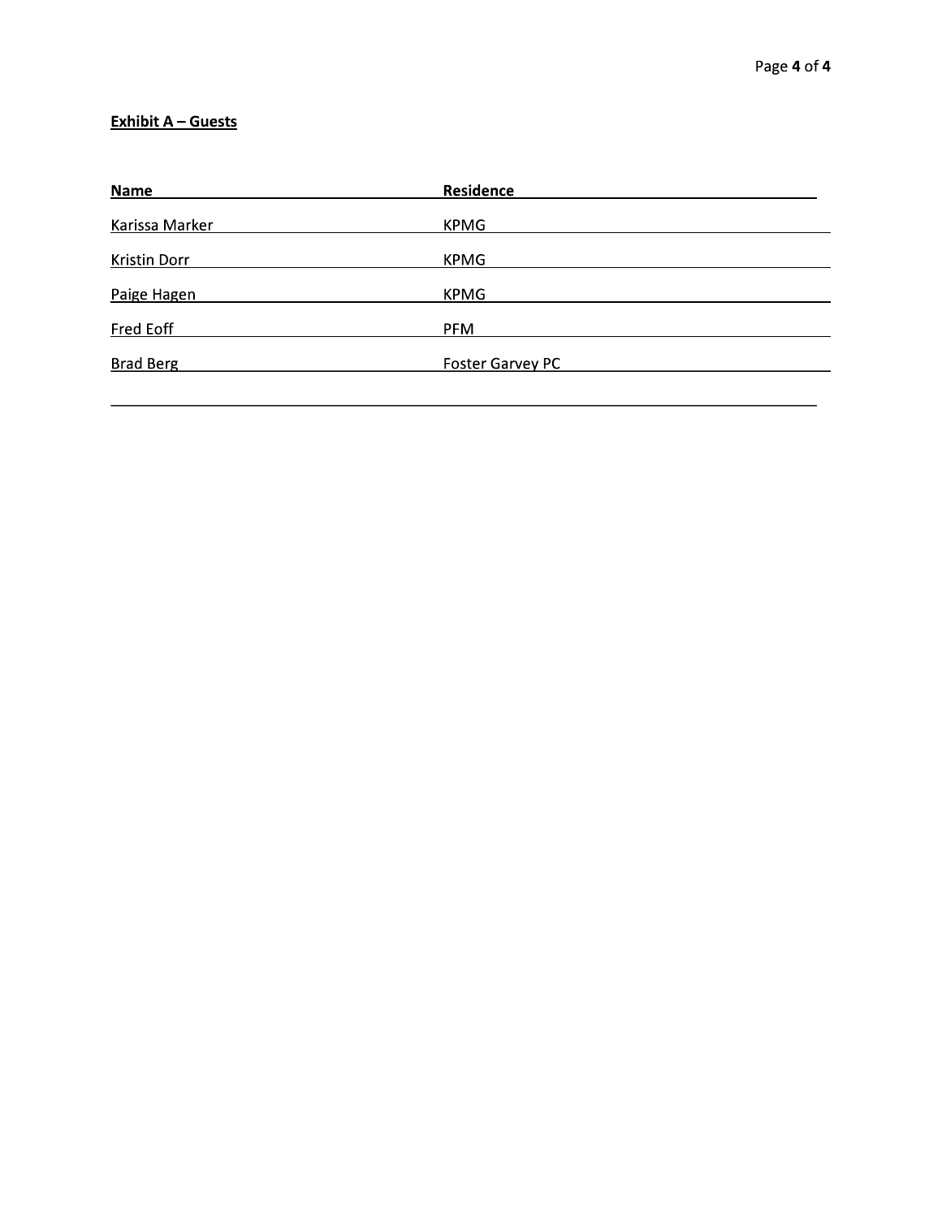**Exhibit A – Guests**

| Name | Residence |
|---|---|
| Karissa Marker | KPMG |
| Kristin Dorr | KPMG |
| Paige Hagen | KPMG |
| Fred Eoff | PFM |
| Brad Berg | Foster Garvey PC |